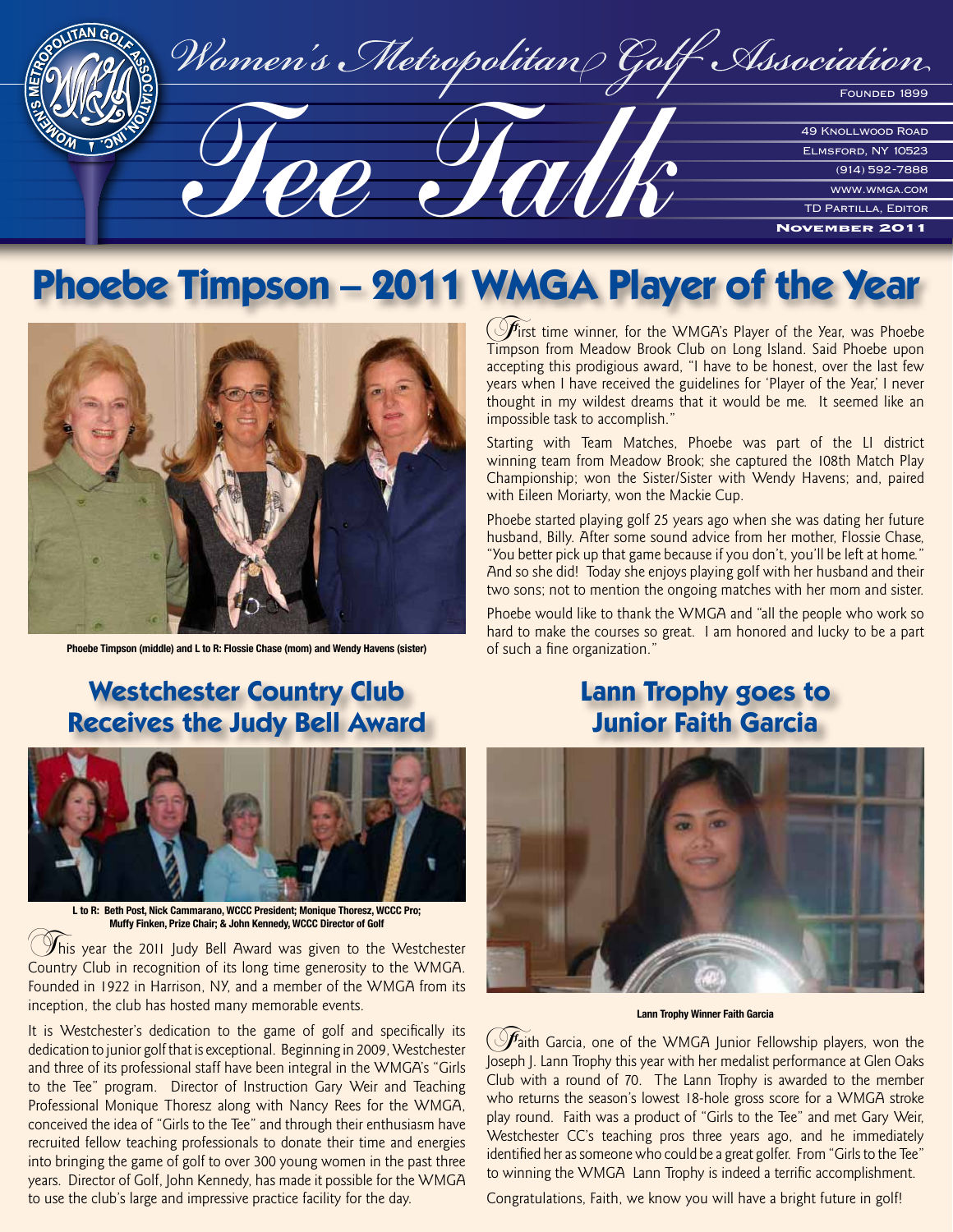# Women's Metropolitan Golf Association

## Tee Talk

Founded 1899

49 Knollwood Road
Elmsford, NY 10523
(914) 592-7888
www.wmga.com
TD Partilla, Editor

**November 2011**

# Phoebe Timpson – 2011 WMGA Player of the Year

Phoebe Timpson (middle) and L to R: Flossie Chase (mom) and Wendy Havens (sister)

First time winner, for the WMGA's Player of the Year, was Phoebe Timpson from Meadow Brook Club on Long Island. Said Phoebe upon accepting this prodigious award, "I have to be honest, over the last few years when I have received the guidelines for 'Player of the Year,' I never thought in my wildest dreams that it would be me. It seemed like an impossible task to accomplish."

Starting with Team Matches, Phoebe was part of the LI district winning team from Meadow Brook; she captured the 108th Match Play Championship; won the Sister/Sister with Wendy Havens; and, paired with Eileen Moriarty, won the Mackie Cup.

Phoebe started playing golf 25 years ago when she was dating her future husband, Billy. After some sound advice from her mother, Flossie Chase, "You better pick up that game because if you don't, you'll be left at home." And so she did! Today she enjoys playing golf with her husband and their two sons; not to mention the ongoing matches with her mom and sister.

Phoebe would like to thank the WMGA and "all the people who work so hard to make the courses so great. I am honored and lucky to be a part of such a fine organization."

## Westchester Country Club Receives the Judy Bell Award

L to R: Beth Post, Nick Cammarano, WCCC President; Monique Thoresz, WCCC Pro; Muffy Finken, Prize Chair; & John Kennedy, WCCC Director of Golf

This year the 2011 Judy Bell Award was given to the Westchester Country Club in recognition of its long time generosity to the WMGA. Founded in 1922 in Harrison, NY, and a member of the WMGA from its inception, the club has hosted many memorable events.

It is Westchester's dedication to the game of golf and specifically its dedication to junior golf that is exceptional. Beginning in 2009, Westchester and three of its professional staff have been integral in the WMGA's "Girls to the Tee" program. Director of Instruction Gary Weir and Teaching Professional Monique Thoresz along with Nancy Rees for the WMGA, conceived the idea of "Girls to the Tee" and through their enthusiasm have recruited fellow teaching professionals to donate their time and energies into bringing the game of golf to over 300 young women in the past three years. Director of Golf, John Kennedy, has made it possible for the WMGA to use the club's large and impressive practice facility for the day.

## Lann Trophy goes to Junior Faith Garcia

Lann Trophy Winner Faith Garcia

Faith Garcia, one of the WMGA Junior Fellowship players, won the Joseph J. Lann Trophy this year with her medalist performance at Glen Oaks Club with a round of 70. The Lann Trophy is awarded to the member who returns the season's lowest 18-hole gross score for a WMGA stroke play round. Faith was a product of "Girls to the Tee" and met Gary Weir, Westchester CC's teaching pros three years ago, and he immediately identified her as someone who could be a great golfer. From "Girls to the Tee" to winning the WMGA Lann Trophy is indeed a terrific accomplishment.

Congratulations, Faith, we know you will have a bright future in golf!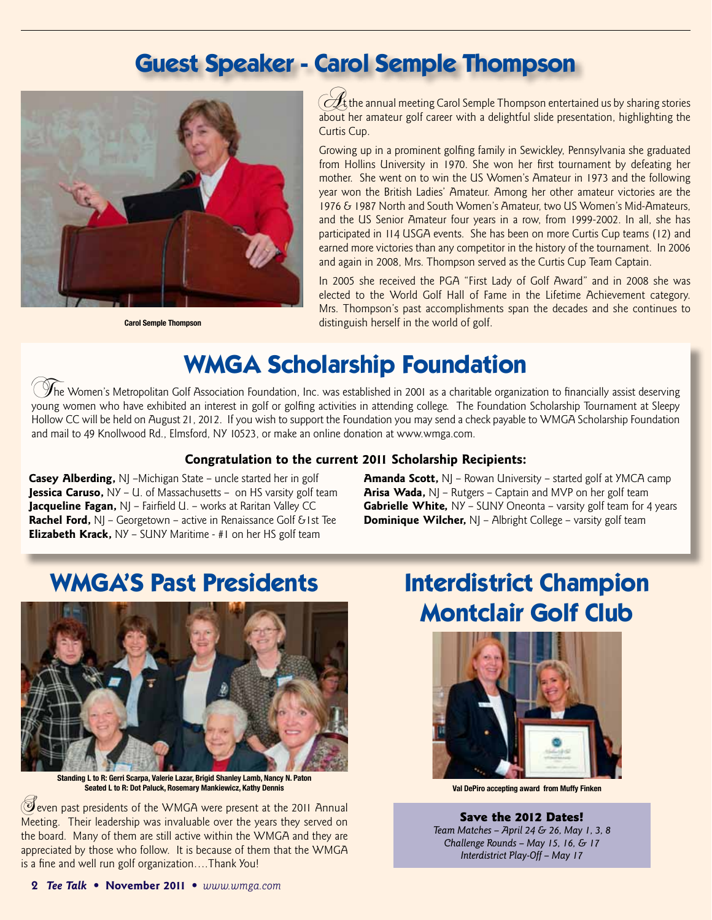# Guest Speaker - Carol Semple Thompson

Carol Semple Thompson

At the annual meeting Carol Semple Thompson entertained us by sharing stories about her amateur golf career with a delightful slide presentation, highlighting the Curtis Cup.

Growing up in a prominent golfing family in Sewickley, Pennsylvania she graduated from Hollins University in 1970. She won her first tournament by defeating her mother. She went on to win the US Women's Amateur in 1973 and the following year won the British Ladies' Amateur. Among her other amateur victories are the 1976 & 1987 North and South Women's Amateur, two US Women's Mid-Amateurs, and the US Senior Amateur four years in a row, from 1999-2002. In all, she has participated in 114 USGA events. She has been on more Curtis Cup teams (12) and earned more victories than any competitor in the history of the tournament. In 2006 and again in 2008, Mrs. Thompson served as the Curtis Cup Team Captain.

In 2005 she received the PGA "First Lady of Golf Award" and in 2008 she was elected to the World Golf Hall of Fame in the Lifetime Achievement category. Mrs. Thompson's past accomplishments span the decades and she continues to distinguish herself in the world of golf.

# WMGA Scholarship Foundation

The Women's Metropolitan Golf Association Foundation, Inc. was established in 2001 as a charitable organization to financially assist deserving young women who have exhibited an interest in golf or golfing activities in attending college. The Foundation Scholarship Tournament at Sleepy Hollow CC will be held on August 21, 2012. If you wish to support the Foundation you may send a check payable to WMGA Scholarship Foundation and mail to 49 Knollwood Rd., Elmsford, NY 10523, or make an online donation at www.wmga.com.

### Congratulation to the current 2011 Scholarship Recipients:

**Casey Alberding,** NJ –Michigan State – uncle started her in golf
**Jessica Caruso,** NY – U. of Massachusetts – on HS varsity golf team
**Jacqueline Fagan,** NJ – Fairfield U. – works at Raritan Valley CC
**Rachel Ford,** NJ – Georgetown – active in Renaissance Golf & 1st Tee
**Elizabeth Krack,** NY – SUNY Maritime - #1 on her HS golf team
**Amanda Scott,** NJ – Rowan University – started golf at YMCA camp
**Arisa Wada,** NJ – Rutgers – Captain and MVP on her golf team
**Gabrielle White,** NY – SUNY Oneonta – varsity golf team for 4 years
**Dominique Wilcher,** NJ – Albright College – varsity golf team

# WMGA'S Past Presidents

Standing L to R: Gerri Scarpa, Valerie Lazar, Brigid Shanley Lamb, Nancy N. Paton
Seated L to R: Dot Paluck, Rosemary Mankiewicz, Kathy Dennis

Seven past presidents of the WMGA were present at the 2011 Annual Meeting. Their leadership was invaluable over the years they served on the board. Many of them are still active within the WMGA and they are appreciated by those who follow. It is because of them that the WMGA is a fine and well run golf organization….Thank You!

# Interdistrict Champion Montclair Golf Club

Val DePiro accepting award from Muffy Finken

**Save the 2012 Dates!**

*Team Matches – April 24 & 26, May 1, 3, 8*
*Challenge Rounds – May 15, 16, & 17*
*Interdistrict Play-Off – May 17*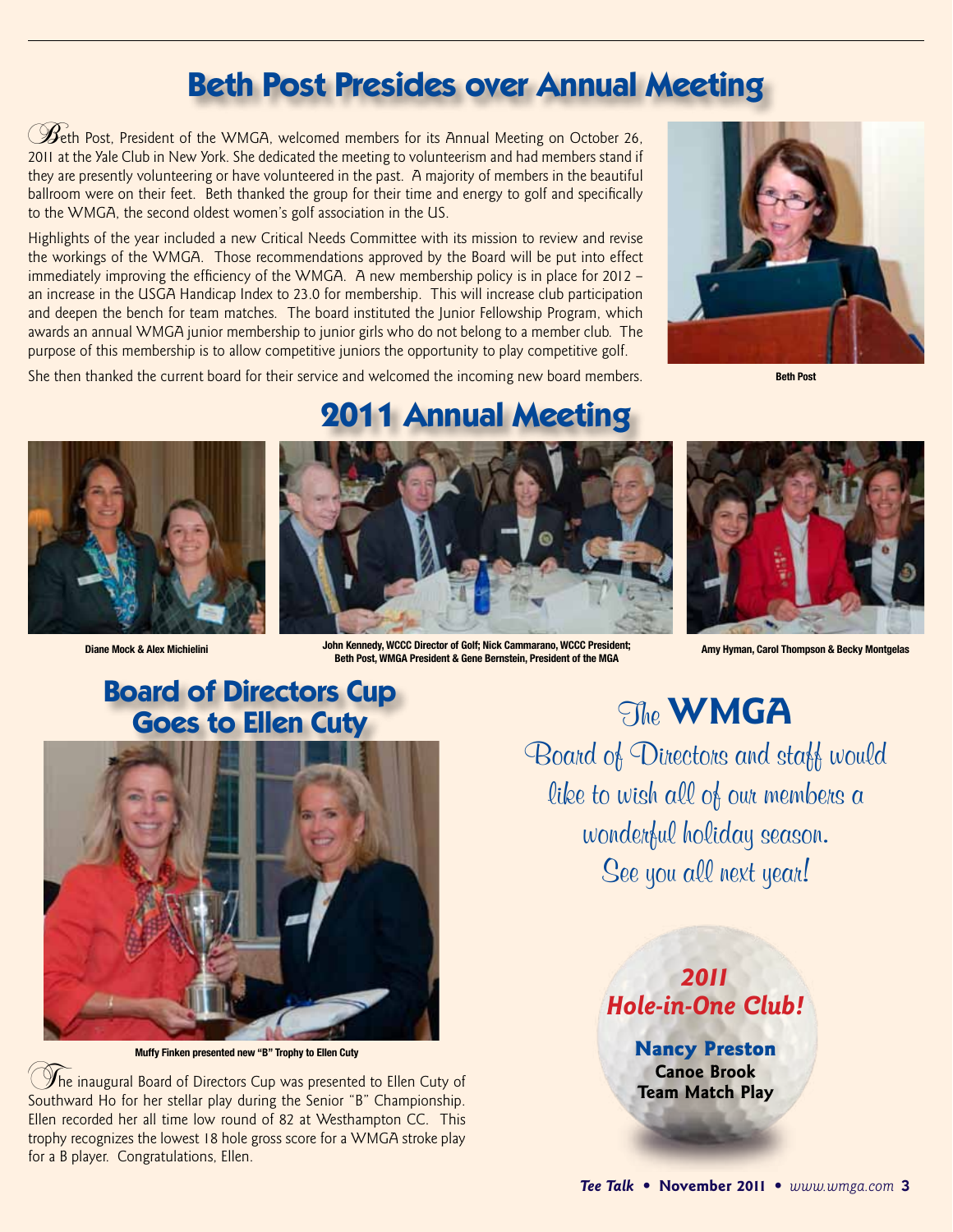# Beth Post Presides over Annual Meeting

Beth Post, President of the WMGA, welcomed members for its Annual Meeting on October 26, 2011 at the Yale Club in New York. She dedicated the meeting to volunteerism and had members stand if they are presently volunteering or have volunteered in the past. A majority of members in the beautiful ballroom were on their feet. Beth thanked the group for their time and energy to golf and specifically to the WMGA, the second oldest women's golf association in the US.

Highlights of the year included a new Critical Needs Committee with its mission to review and revise the workings of the WMGA. Those recommendations approved by the Board will be put into effect immediately improving the efficiency of the WMGA. A new membership policy is in place for 2012 – an increase in the USGA Handicap Index to 23.0 for membership. This will increase club participation and deepen the bench for team matches. The board instituted the Junior Fellowship Program, which awards an annual WMGA junior membership to junior girls who do not belong to a member club. The purpose of this membership is to allow competitive juniors the opportunity to play competitive golf.

She then thanked the current board for their service and welcomed the incoming new board members.

Beth Post

## 2011 Annual Meeting

Diane Mock & Alex Michielini

John Kennedy, WCCC Director of Golf; Nick Cammarano, WCCC President; Beth Post, WMGA President & Gene Bernstein, President of the MGA

Amy Hyman, Carol Thompson & Becky Montgelas

## Board of Directors Cup Goes to Ellen Cuty

Muffy Finken presented new "B" Trophy to Ellen Cuty

The inaugural Board of Directors Cup was presented to Ellen Cuty of Southward Ho for her stellar play during the Senior "B" Championship. Ellen recorded her all time low round of 82 at Westhampton CC. This trophy recognizes the lowest 18 hole gross score for a WMGA stroke play for a B player. Congratulations, Ellen.

The **WMGA** Board of Directors and staff would like to wish all of our members a wonderful holiday season. See you all next year!

***2011 Hole-in-One Club!***

**Nancy Preston**
**Canoe Brook**
**Team Match Play**